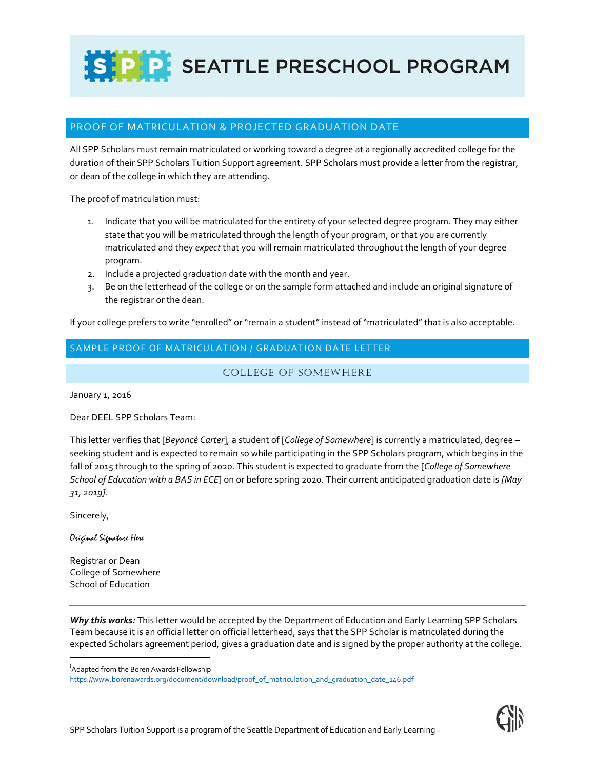# SEATTLE PRESCHOOL PROGRAM

## PROOF OF MATRICULATION & PROJECTED GRADUATION DATE

All SPP Scholars must remain matriculated or working toward a degree at a regionally accredited college for the duration of their SPP Scholars Tuition Support agreement. SPP Scholars must provide a letter from the registrar, or dean of the college in which they are attending.

The proof of matriculation must:

1. Indicate that you will be matriculated for the entirety of your selected degree program. They may either state that you will be matriculated through the length of your program, or that you are currently matriculated and they *expect* that you will remain matriculated throughout the length of your degree program.
2. Include a projected graduation date with the month and year.
3. Be on the letterhead of the college or on the sample form attached and include an original signature of the registrar or the dean.

If your college prefers to write "enrolled" or "remain a student" instead of "matriculated" that is also acceptable.

## SAMPLE PROOF OF MATRICULATION / GRADUATION DATE LETTER

### COLLEGE OF SOMEWHERE

January 1, 2016

Dear DEEL SPP Scholars Team:

This letter verifies that [*Beyoncé Carter*], a student of [*College of Somewhere*] is currently a matriculated, degree – seeking student and is expected to remain so while participating in the SPP Scholars program, which begins in the fall of 2015 through to the spring of 2020. This student is expected to graduate from the [*College of Somewhere School of Education with a BAS in ECE*] on or before spring 2020. Their current anticipated graduation date is *[May 31, 2019]*.

Sincerely,

*Original Signature Here*

Registrar or Dean
College of Somewhere
School of Education

---

***Why this works:*** This letter would be accepted by the Department of Education and Early Learning SPP Scholars Team because it is an official letter on official letterhead, says that the SPP Scholar is matriculated during the expected Scholars agreement period, gives a graduation date and is signed by the proper authority at the college.[i]

[i] Adapted from the Boren Awards Fellowship https://www.borenawards.org/document/download/proof_of_matriculation_and_graduation_date_146.pdf

SPP Scholars Tuition Support is a program of the Seattle Department of Education and Early Learning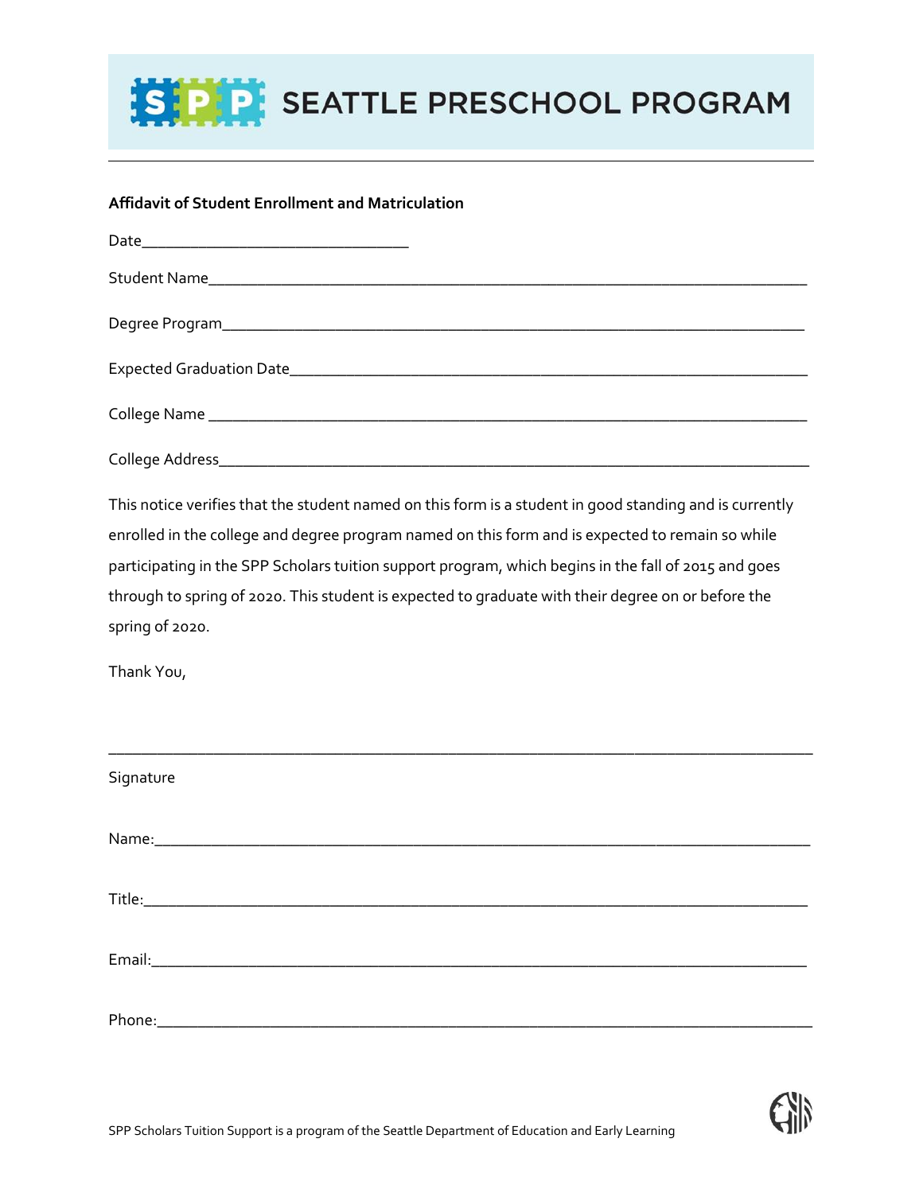SEATTLE PRESCHOOL PROGRAM

**Affidavit of Student Enrollment and Matriculation**

Date_________________________________

Student Name_______________________________________________________________________________

Degree Program_____________________________________________________________________________

Expected Graduation Date_______________________________________________________________

College Name _______________________________________________________________________________

College Address____________________________________________________________________________

This notice verifies that the student named on this form is a student in good standing and is currently enrolled in the college and degree program named on this form and is expected to remain so while participating in the SPP Scholars tuition support program, which begins in the fall of 2015 and goes through to spring of 2020. This student is expected to graduate with their degree on or before the spring of 2020.

Thank You,

___________________________________________________________________________________________

Signature

Name:______________________________________________________________________________________

Title:_____________________________________________________________________________________

Email:_____________________________________________________________________________________

Phone:_____________________________________________________________________________________

SPP Scholars Tuition Support is a program of the Seattle Department of Education and Early Learning